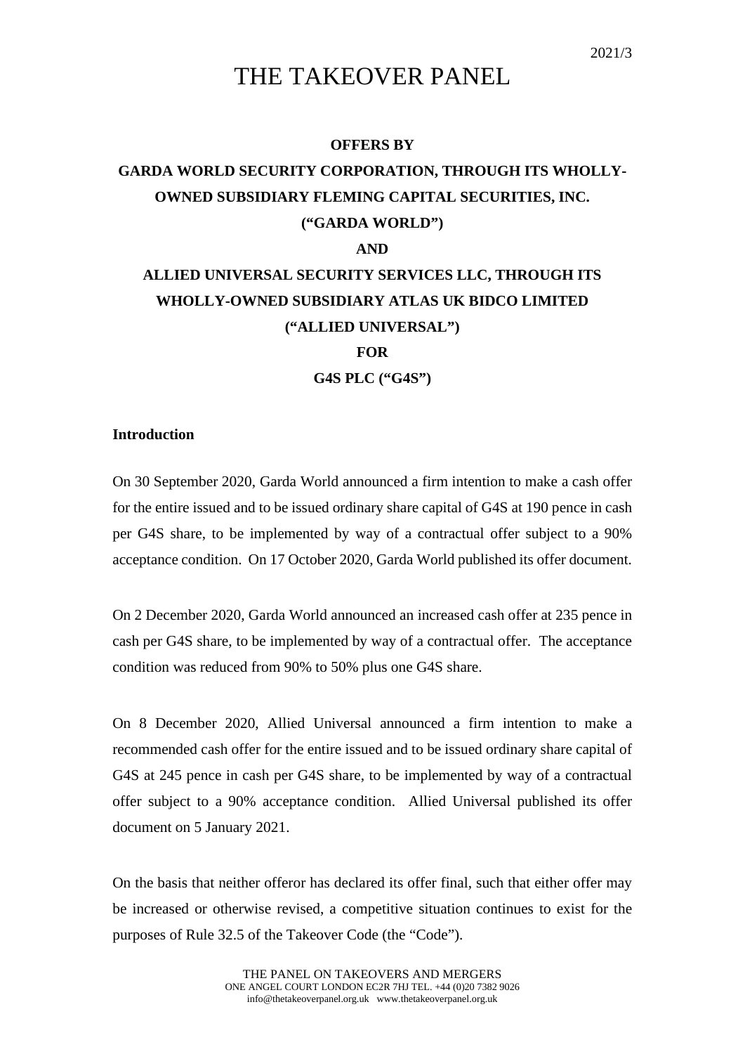2021/3

# THE TAKEOVER PANEL

**OFFERS BY**

**GARDA WORLD SECURITY CORPORATION, THROUGH ITS WHOLLY-OWNED SUBSIDIARY FLEMING CAPITAL SECURITIES, INC. ("GARDA WORLD")**

**AND**

**ALLIED UNIVERSAL SECURITY SERVICES LLC, THROUGH ITS WHOLLY-OWNED SUBSIDIARY ATLAS UK BIDCO LIMITED ("ALLIED UNIVERSAL")**

**FOR**

**G4S PLC ("G4S")**

**Introduction**

On 30 September 2020, Garda World announced a firm intention to make a cash offer for the entire issued and to be issued ordinary share capital of G4S at 190 pence in cash per G4S share, to be implemented by way of a contractual offer subject to a 90% acceptance condition. On 17 October 2020, Garda World published its offer document.

On 2 December 2020, Garda World announced an increased cash offer at 235 pence in cash per G4S share, to be implemented by way of a contractual offer. The acceptance condition was reduced from 90% to 50% plus one G4S share.

On 8 December 2020, Allied Universal announced a firm intention to make a recommended cash offer for the entire issued and to be issued ordinary share capital of G4S at 245 pence in cash per G4S share, to be implemented by way of a contractual offer subject to a 90% acceptance condition. Allied Universal published its offer document on 5 January 2021.

On the basis that neither offeror has declared its offer final, such that either offer may be increased or otherwise revised, a competitive situation continues to exist for the purposes of Rule 32.5 of the Takeover Code (the "Code").

THE PANEL ON TAKEOVERS AND MERGERS
ONE ANGEL COURT LONDON EC2R 7HJ TEL. +44 (0)20 7382 9026
info@thetakeoverpanel.org.uk www.thetakeoverpanel.org.uk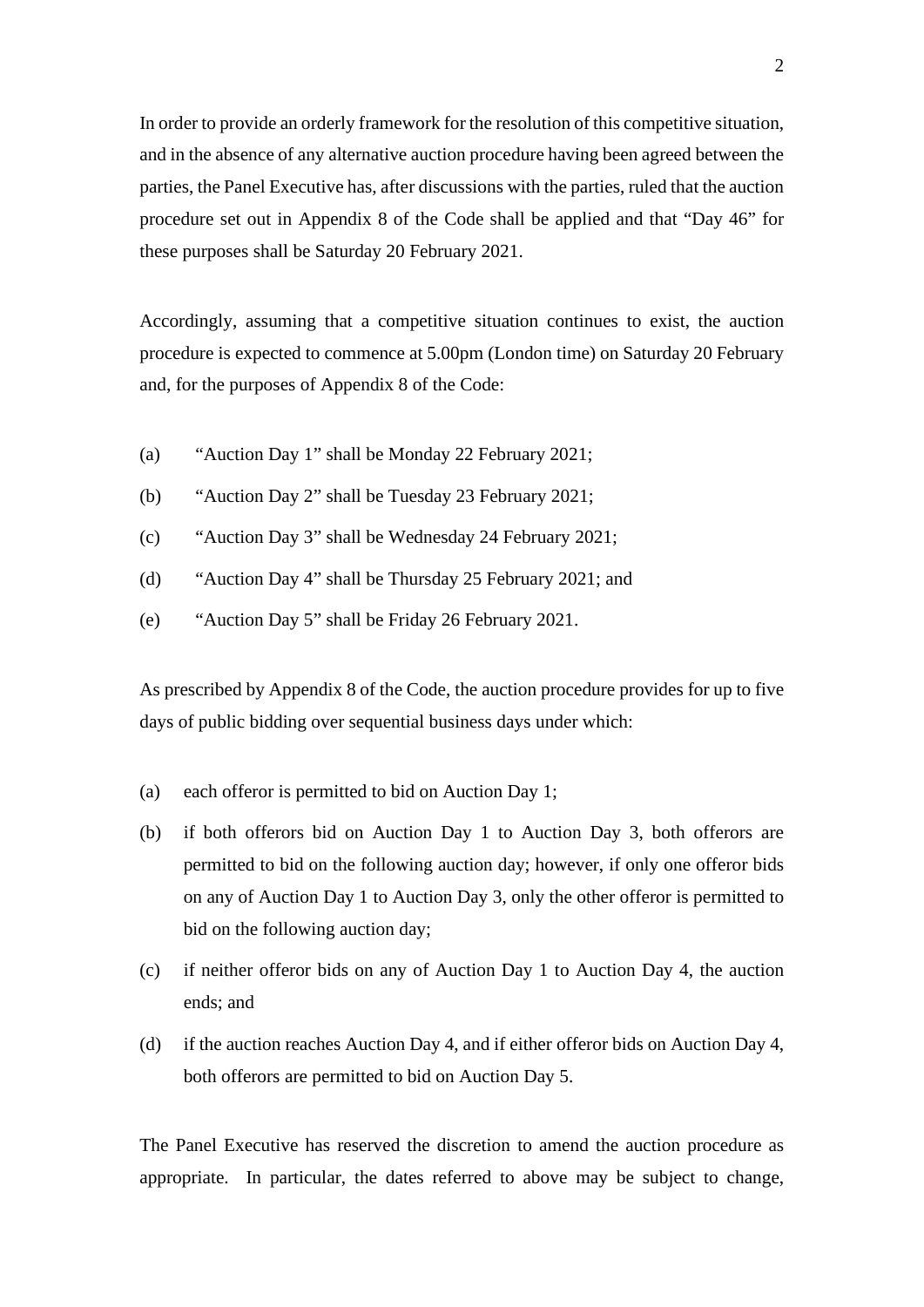In order to provide an orderly framework for the resolution of this competitive situation, and in the absence of any alternative auction procedure having been agreed between the parties, the Panel Executive has, after discussions with the parties, ruled that the auction procedure set out in Appendix 8 of the Code shall be applied and that "Day 46" for these purposes shall be Saturday 20 February 2021.

Accordingly, assuming that a competitive situation continues to exist, the auction procedure is expected to commence at 5.00pm (London time) on Saturday 20 February and, for the purposes of Appendix 8 of the Code:

(a) "Auction Day 1" shall be Monday 22 February 2021;

(b) "Auction Day 2" shall be Tuesday 23 February 2021;

(c) "Auction Day 3" shall be Wednesday 24 February 2021;

(d) "Auction Day 4" shall be Thursday 25 February 2021; and

(e) "Auction Day 5" shall be Friday 26 February 2021.

As prescribed by Appendix 8 of the Code, the auction procedure provides for up to five days of public bidding over sequential business days under which:

(a) each offeror is permitted to bid on Auction Day 1;

(b) if both offerors bid on Auction Day 1 to Auction Day 3, both offerors are permitted to bid on the following auction day; however, if only one offeror bids on any of Auction Day 1 to Auction Day 3, only the other offeror is permitted to bid on the following auction day;

(c) if neither offeror bids on any of Auction Day 1 to Auction Day 4, the auction ends; and

(d) if the auction reaches Auction Day 4, and if either offeror bids on Auction Day 4, both offerors are permitted to bid on Auction Day 5.

The Panel Executive has reserved the discretion to amend the auction procedure as appropriate. In particular, the dates referred to above may be subject to change,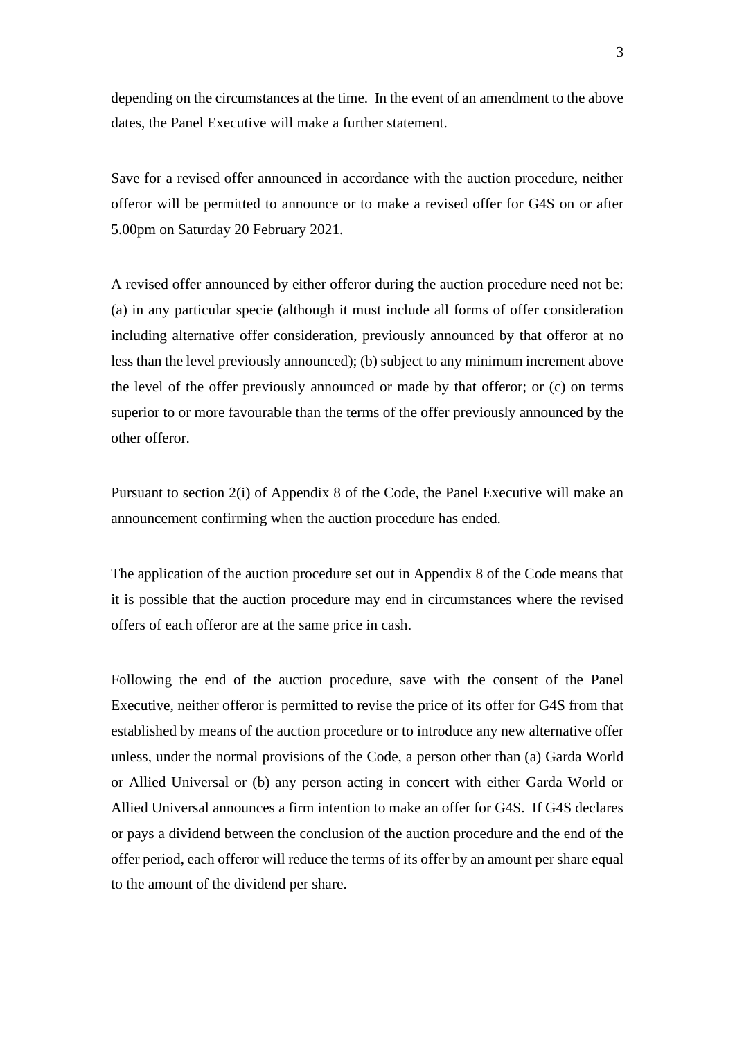depending on the circumstances at the time. In the event of an amendment to the above dates, the Panel Executive will make a further statement.

Save for a revised offer announced in accordance with the auction procedure, neither offeror will be permitted to announce or to make a revised offer for G4S on or after 5.00pm on Saturday 20 February 2021.

A revised offer announced by either offeror during the auction procedure need not be: (a) in any particular specie (although it must include all forms of offer consideration including alternative offer consideration, previously announced by that offeror at no less than the level previously announced); (b) subject to any minimum increment above the level of the offer previously announced or made by that offeror; or (c) on terms superior to or more favourable than the terms of the offer previously announced by the other offeror.

Pursuant to section 2(i) of Appendix 8 of the Code, the Panel Executive will make an announcement confirming when the auction procedure has ended.

The application of the auction procedure set out in Appendix 8 of the Code means that it is possible that the auction procedure may end in circumstances where the revised offers of each offeror are at the same price in cash.

Following the end of the auction procedure, save with the consent of the Panel Executive, neither offeror is permitted to revise the price of its offer for G4S from that established by means of the auction procedure or to introduce any new alternative offer unless, under the normal provisions of the Code, a person other than (a) Garda World or Allied Universal or (b) any person acting in concert with either Garda World or Allied Universal announces a firm intention to make an offer for G4S. If G4S declares or pays a dividend between the conclusion of the auction procedure and the end of the offer period, each offeror will reduce the terms of its offer by an amount per share equal to the amount of the dividend per share.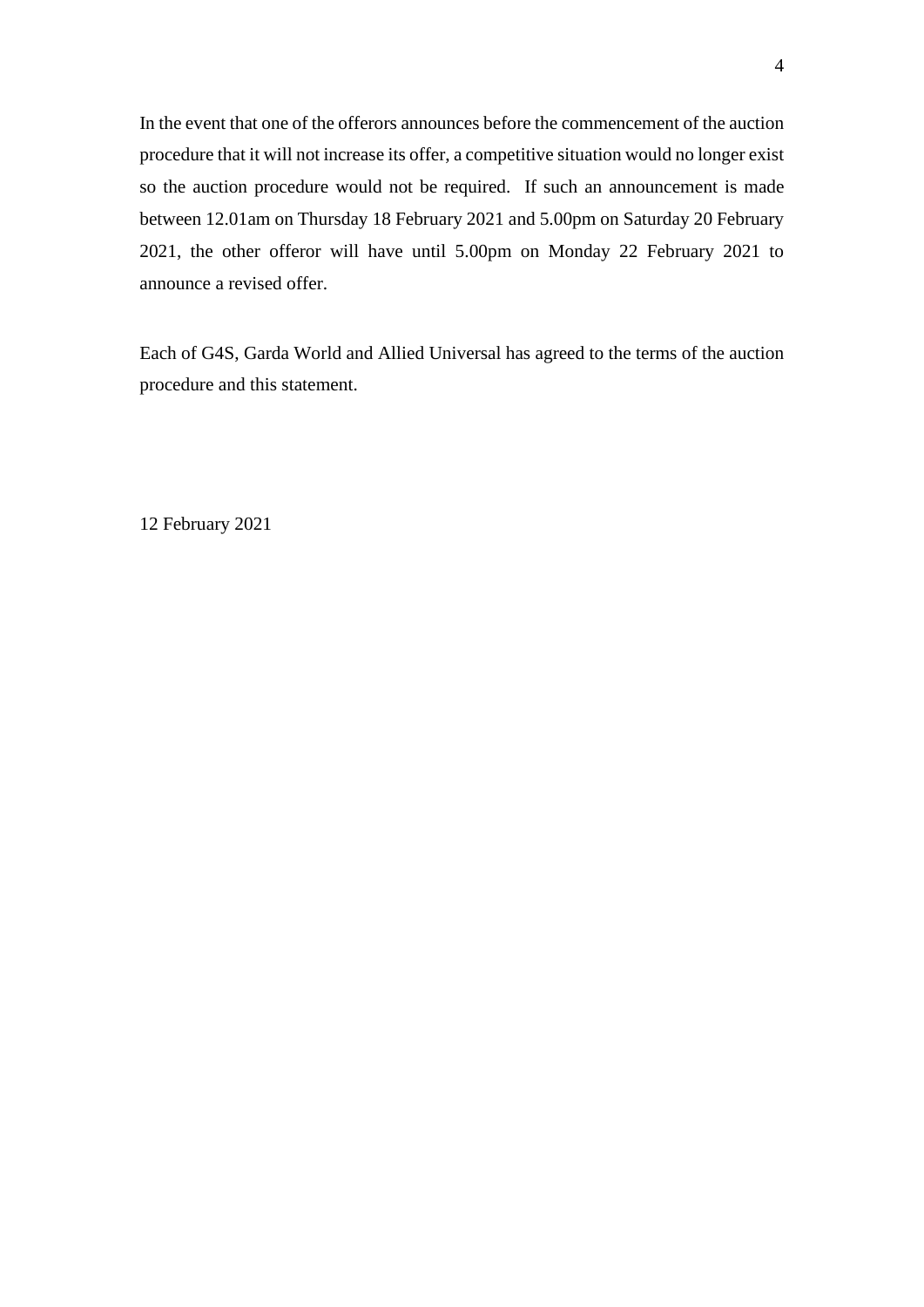In the event that one of the offerors announces before the commencement of the auction procedure that it will not increase its offer, a competitive situation would no longer exist so the auction procedure would not be required. If such an announcement is made between 12.01am on Thursday 18 February 2021 and 5.00pm on Saturday 20 February 2021, the other offeror will have until 5.00pm on Monday 22 February 2021 to announce a revised offer.

Each of G4S, Garda World and Allied Universal has agreed to the terms of the auction procedure and this statement.

12 February 2021